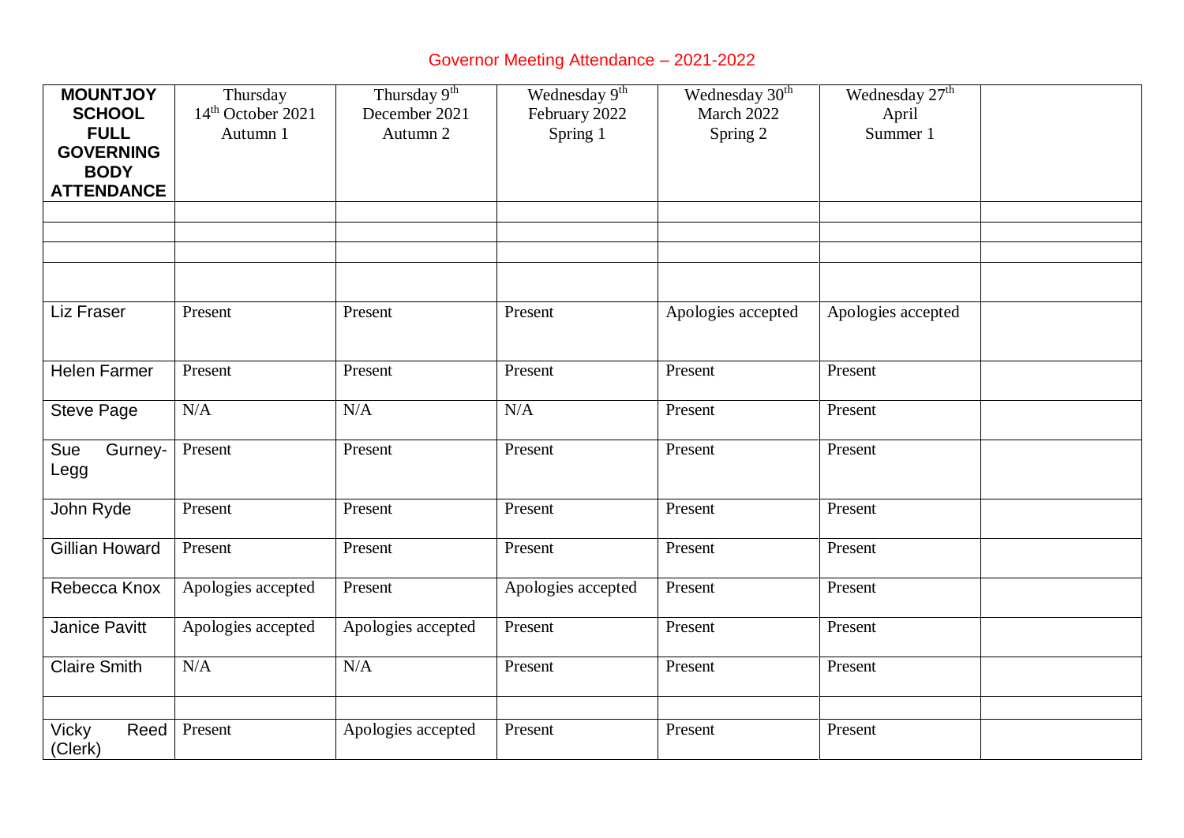# Governor Meeting Attendance – 2021-2022

| MOUNTJOY SCHOOL FULL GOVERNING BODY ATTENDANCE | Thursday 14th October 2021 Autumn 1 | Thursday 9th December 2021 Autumn 2 | Wednesday 9th February 2022 Spring 1 | Wednesday 30th March 2022 Spring 2 | Wednesday 27th April Summer 1 | |
|---|---|---|---|---|---|---|
| | | | | | | |
| | | | | | | |
| | | | | | | |
| | | | | | | |
| Liz Fraser | Present | Present | Present | Apologies accepted | Apologies accepted | |
| Helen Farmer | Present | Present | Present | Present | Present | |
| Steve Page | N/A | N/A | N/A | Present | Present | |
| Sue Gurney-Legg | Present | Present | Present | Present | Present | |
| John Ryde | Present | Present | Present | Present | Present | |
| Gillian Howard | Present | Present | Present | Present | Present | |
| Rebecca Knox | Apologies accepted | Present | Apologies accepted | Present | Present | |
| Janice Pavitt | Apologies accepted | Apologies accepted | Present | Present | Present | |
| Claire Smith | N/A | N/A | Present | Present | Present | |
| | | | | | | |
| Vicky Reed (Clerk) | Present | Apologies accepted | Present | Present | Present | |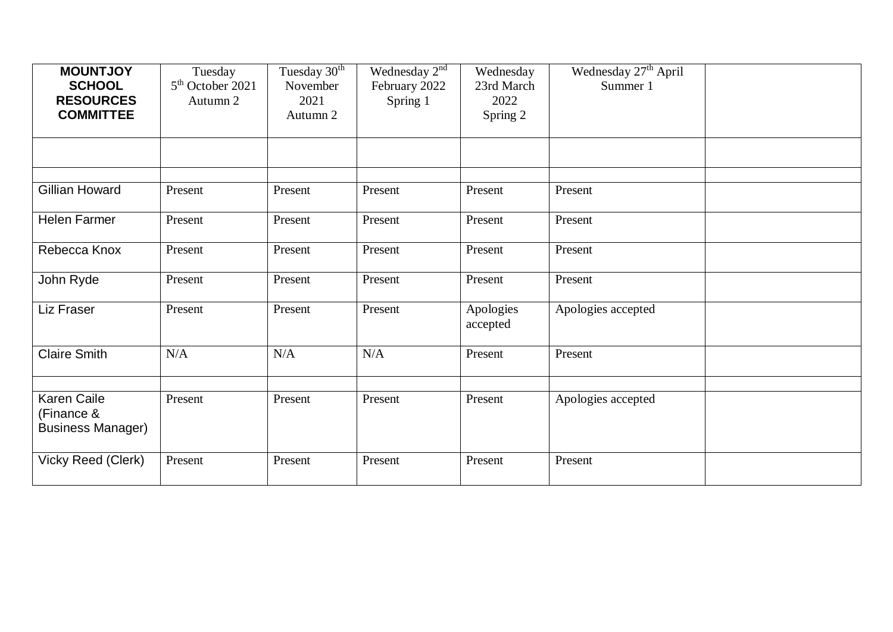| **MOUNTJOY SCHOOL RESOURCES COMMITTEE** | Tuesday 5th October 2021 Autumn 2 | Tuesday 30th November 2021 Autumn 2 | Wednesday 2nd February 2022 Spring 1 | Wednesday 23rd March 2022 Spring 2 | Wednesday 27th April Summer 1 | |
|---|---|---|---|---|---|---|
| | | | | | | |
| | | | | | | |
| Gillian Howard | Present | Present | Present | Present | Present | |
| Helen Farmer | Present | Present | Present | Present | Present | |
| Rebecca Knox | Present | Present | Present | Present | Present | |
| John Ryde | Present | Present | Present | Present | Present | |
| Liz Fraser | Present | Present | Present | Apologies accepted | Apologies accepted | |
| Claire Smith | N/A | N/A | N/A | Present | Present | |
| | | | | | | |
| Karen Caile (Finance & Business Manager) | Present | Present | Present | Present | Apologies accepted | |
| Vicky Reed (Clerk) | Present | Present | Present | Present | Present | |